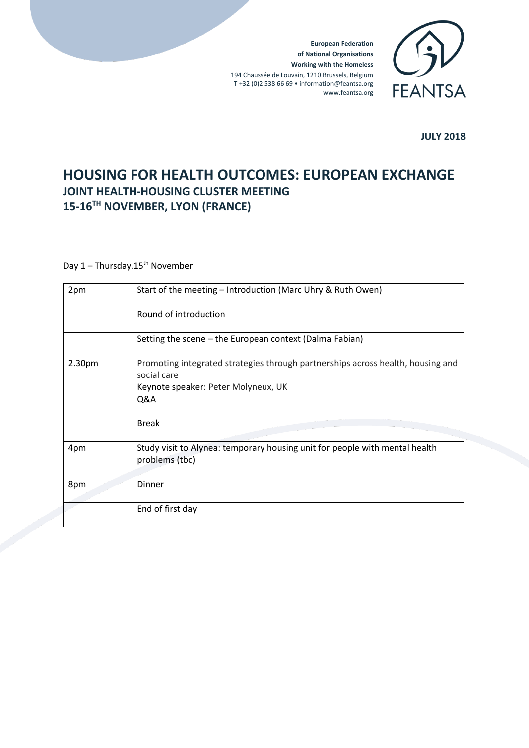**European Federation of National Organisations Working with the Homeless**
194 Chaussée de Louvain, 1210 Brussels, Belgium
T +32 (0)2 538 66 69 • information@feantsa.org
www.feantsa.org

FEANTSA

**JULY 2018**

# HOUSING FOR HEALTH OUTCOMES: EUROPEAN EXCHANGE

## JOINT HEALTH-HOUSING CLUSTER MEETING

## 15-16TH NOVEMBER, LYON (FRANCE)

Day 1 – Thursday,15th November

| | |
|---|---|
| 2pm | Start of the meeting – Introduction (Marc Uhry & Ruth Owen) |
| | Round of introduction |
| | Setting the scene – the European context (Dalma Fabian) |
| 2.30pm | Promoting integrated strategies through partnerships across health, housing and social care<br>Keynote speaker: Peter Molyneux, UK |
| | Q&A |
| | Break |
| 4pm | Study visit to Alynea: temporary housing unit for people with mental health problems (tbc) |
| 8pm | Dinner |
| | End of first day |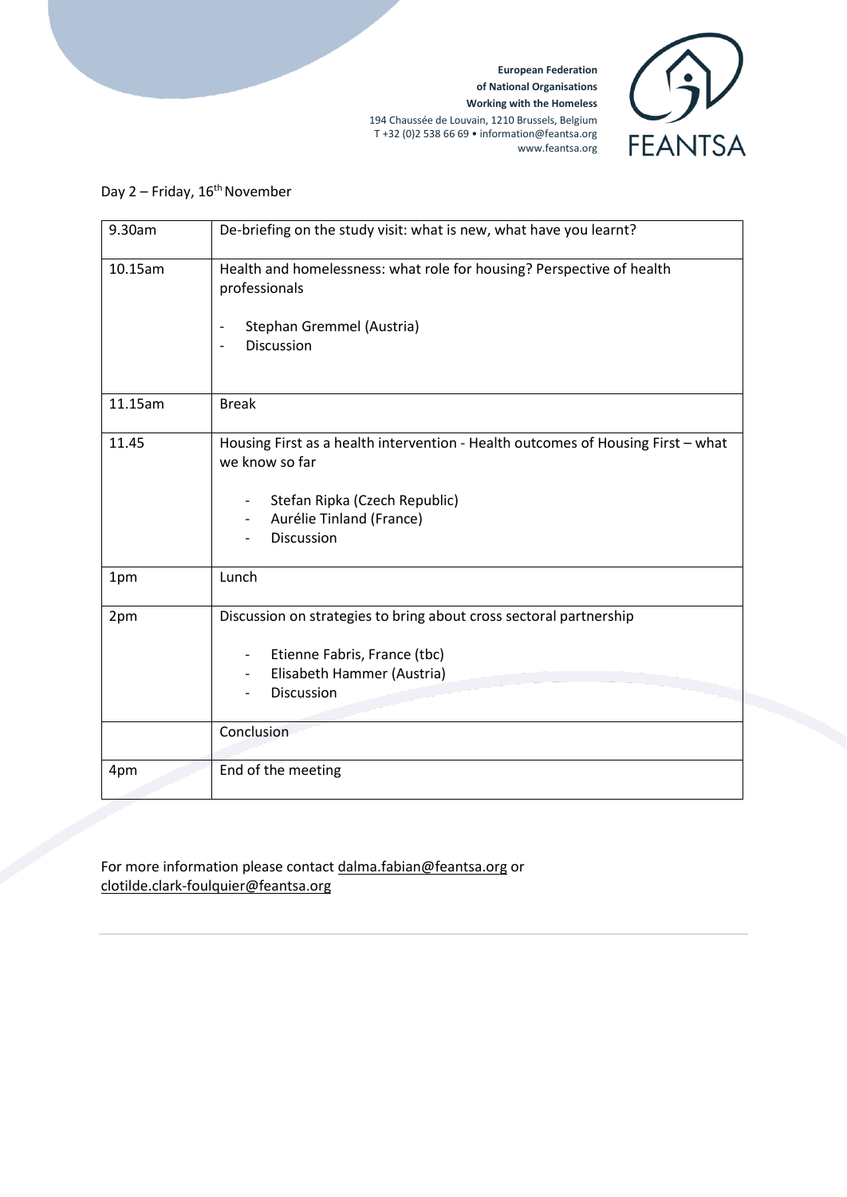Day 2 – Friday, 16th November

| | |
|---|---|
| 9.30am | De-briefing on the study visit: what is new, what have you learnt? |
| 10.15am | Health and homelessness: what role for housing? Perspective of health professionals<br><br>- Stephan Gremmel (Austria)<br>- Discussion |
| 11.15am | Break |
| 11.45 | Housing First as a health intervention - Health outcomes of Housing First – what we know so far<br><br>- Stefan Ripka (Czech Republic)<br>- Aurélie Tinland (France)<br>- Discussion |
| 1pm | Lunch |
| 2pm | Discussion on strategies to bring about cross sectoral partnership<br><br>- Etienne Fabris, France (tbc)<br>- Elisabeth Hammer (Austria)<br>- Discussion |
| | Conclusion |
| 4pm | End of the meeting |

For more information please contact dalma.fabian@feantsa.org or clotilde.clark-foulquier@feantsa.org